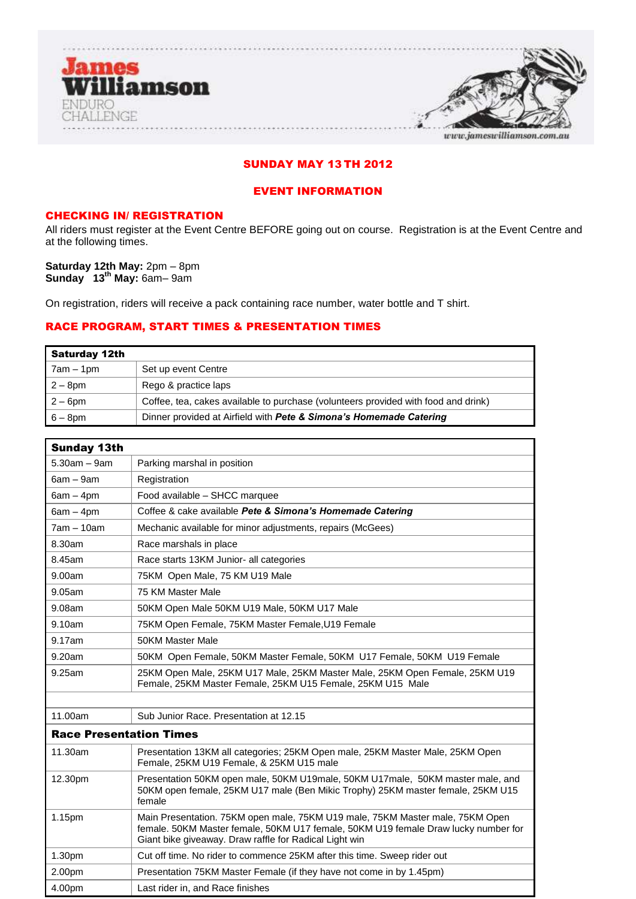# James Williamson ENDURO CHALLENGE

www.jameswilliamson.com.au

## SUNDAY MAY 13TH 2012

## EVENT INFORMATION

### CHECKING IN/ REGISTRATION

All riders must register at the Event Centre BEFORE going out on course. Registration is at the Event Centre and at the following times.

**Saturday 12th May:** 2pm – 8pm
**Sunday 13th May:** 6am– 9am

On registration, riders will receive a pack containing race number, water bottle and T shirt.

### RACE PROGRAM, START TIMES & PRESENTATION TIMES

| **Saturday 12th** | |
|---|---|
| 7am – 1pm | Set up event Centre |
| 2 – 8pm | Rego & practice laps |
| 2 – 6pm | Coffee, tea, cakes available to purchase (volunteers provided with food and drink) |
| 6 – 8pm | Dinner provided at Airfield with ***Pete & Simona's Homemade Catering*** |

| **Sunday 13th** | |
|---|---|
| 5.30am – 9am | Parking marshal in position |
| 6am – 9am | Registration |
| 6am – 4pm | Food available – SHCC marquee |
| 6am – 4pm | Coffee & cake available ***Pete & Simona's Homemade Catering*** |
| 7am – 10am | Mechanic available for minor adjustments, repairs (McGees) |
| 8.30am | Race marshals in place |
| 8.45am | Race starts 13KM Junior- all categories |
| 9.00am | 75KM Open Male, 75 KM U19 Male |
| 9.05am | 75 KM Master Male |
| 9.08am | 50KM Open Male 50KM U19 Male, 50KM U17 Male |
| 9.10am | 75KM Open Female, 75KM Master Female,U19 Female |
| 9.17am | 50KM Master Male |
| 9.20am | 50KM Open Female, 50KM Master Female, 50KM U17 Female, 50KM U19 Female |
| 9.25am | 25KM Open Male, 25KM U17 Male, 25KM Master Male, 25KM Open Female, 25KM U19 Female, 25KM Master Female, 25KM U15 Female, 25KM U15 Male |
| | |
| 11.00am | Sub Junior Race. Presentation at 12.15 |
| **Race Presentation Times** | |
| 11.30am | Presentation 13KM all categories; 25KM Open male, 25KM Master Male, 25KM Open Female, 25KM U19 Female, & 25KM U15 male |
| 12.30pm | Presentation 50KM open male, 50KM U19male, 50KM U17male, 50KM master male, and 50KM open female, 25KM U17 male (Ben Mikic Trophy) 25KM master female, 25KM U15 female |
| 1.15pm | Main Presentation. 75KM open male, 75KM U19 male, 75KM Master male, 75KM Open female. 50KM Master female, 50KM U17 female, 50KM U19 female Draw lucky number for Giant bike giveaway. Draw raffle for Radical Light win |
| 1.30pm | Cut off time. No rider to commence 25KM after this time. Sweep rider out |
| 2.00pm | Presentation 75KM Master Female (if they have not come in by 1.45pm) |
| 4.00pm | Last rider in, and Race finishes |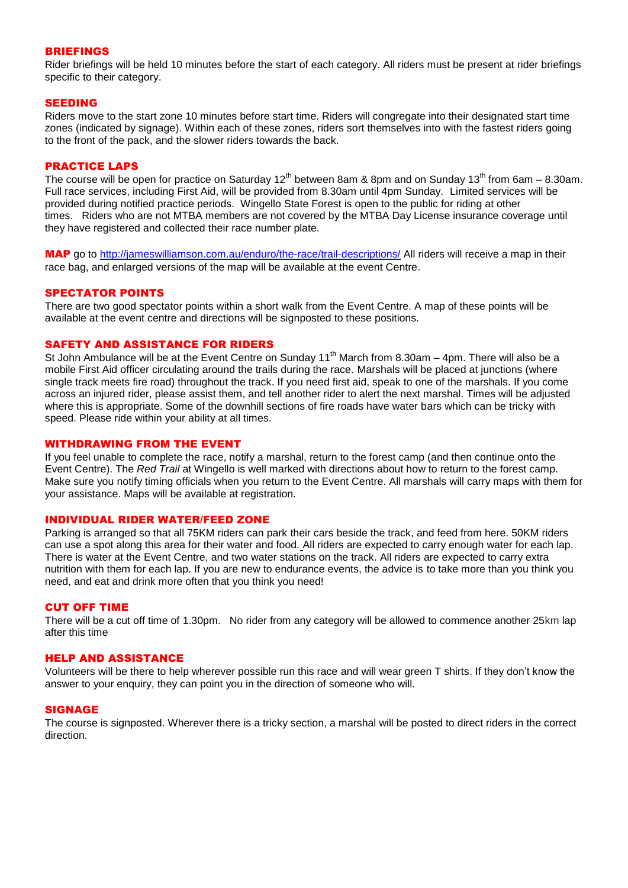## BRIEFINGS

Rider briefings will be held 10 minutes before the start of each category. All riders must be present at rider briefings specific to their category.

## SEEDING

Riders move to the start zone 10 minutes before start time. Riders will congregate into their designated start time zones (indicated by signage). Within each of these zones, riders sort themselves into with the fastest riders going to the front of the pack, and the slower riders towards the back.

## PRACTICE LAPS

The course will be open for practice on Saturday 12th between 8am & 8pm and on Sunday 13th from 6am – 8.30am. Full race services, including First Aid, will be provided from 8.30am until 4pm Sunday. Limited services will be provided during notified practice periods. Wingello State Forest is open to the public for riding at other times. Riders who are not MTBA members are not covered by the MTBA Day License insurance coverage until they have registered and collected their race number plate.

**MAP** go to http://jameswilliamson.com.au/enduro/the-race/trail-descriptions/ All riders will receive a map in their race bag, and enlarged versions of the map will be available at the event Centre.

## SPECTATOR POINTS

There are two good spectator points within a short walk from the Event Centre. A map of these points will be available at the event centre and directions will be signposted to these positions.

## SAFETY AND ASSISTANCE FOR RIDERS

St John Ambulance will be at the Event Centre on Sunday 11th March from 8.30am – 4pm. There will also be a mobile First Aid officer circulating around the trails during the race. Marshals will be placed at junctions (where single track meets fire road) throughout the track. If you need first aid, speak to one of the marshals. If you come across an injured rider, please assist them, and tell another rider to alert the next marshal. Times will be adjusted where this is appropriate. Some of the downhill sections of fire roads have water bars which can be tricky with speed. Please ride within your ability at all times.

## WITHDRAWING FROM THE EVENT

If you feel unable to complete the race, notify a marshal, return to the forest camp (and then continue onto the Event Centre). The *Red Trail* at Wingello is well marked with directions about how to return to the forest camp. Make sure you notify timing officials when you return to the Event Centre. All marshals will carry maps with them for your assistance. Maps will be available at registration.

## INDIVIDUAL RIDER WATER/FEED ZONE

Parking is arranged so that all 75KM riders can park their cars beside the track, and feed from here. 50KM riders can use a spot along this area for their water and food. All riders are expected to carry enough water for each lap. There is water at the Event Centre, and two water stations on the track. All riders are expected to carry extra nutrition with them for each lap. If you are new to endurance events, the advice is to take more than you think you need, and eat and drink more often that you think you need!

## CUT OFF TIME

There will be a cut off time of 1.30pm. No rider from any category will be allowed to commence another 25km lap after this time

## HELP AND ASSISTANCE

Volunteers will be there to help wherever possible run this race and will wear green T shirts. If they don't know the answer to your enquiry, they can point you in the direction of someone who will.

## SIGNAGE

The course is signposted. Wherever there is a tricky section, a marshal will be posted to direct riders in the correct direction.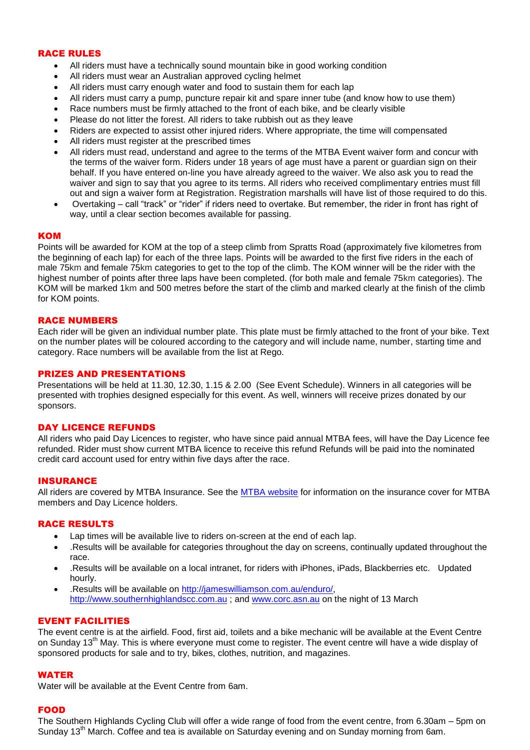## RACE RULES

- All riders must have a technically sound mountain bike in good working condition
- All riders must wear an Australian approved cycling helmet
- All riders must carry enough water and food to sustain them for each lap
- All riders must carry a pump, puncture repair kit and spare inner tube (and know how to use them)
- Race numbers must be firmly attached to the front of each bike, and be clearly visible
- Please do not litter the forest. All riders to take rubbish out as they leave
- Riders are expected to assist other injured riders. Where appropriate, the time will compensated
- All riders must register at the prescribed times
- All riders must read, understand and agree to the terms of the MTBA Event waiver form and concur with the terms of the waiver form. Riders under 18 years of age must have a parent or guardian sign on their behalf. If you have entered on-line you have already agreed to the waiver. We also ask you to read the waiver and sign to say that you agree to its terms. All riders who received complimentary entries must fill out and sign a waiver form at Registration. Registration marshalls will have list of those required to do this.
- Overtaking – call "track" or "rider" if riders need to overtake. But remember, the rider in front has right of way, until a clear section becomes available for passing.

## KOM

Points will be awarded for KOM at the top of a steep climb from Spratts Road (approximately five kilometres from the beginning of each lap) for each of the three laps. Points will be awarded to the first five riders in the each of male 75km and female 75km categories to get to the top of the climb. The KOM winner will be the rider with the highest number of points after three laps have been completed. (for both male and female 75km categories). The KOM will be marked 1km and 500 metres before the start of the climb and marked clearly at the finish of the climb for KOM points.

## RACE NUMBERS

Each rider will be given an individual number plate. This plate must be firmly attached to the front of your bike. Text on the number plates will be coloured according to the category and will include name, number, starting time and category. Race numbers will be available from the list at Rego.

## PRIZES AND PRESENTATIONS

Presentations will be held at 11.30, 12.30, 1.15 & 2.00 (See Event Schedule). Winners in all categories will be presented with trophies designed especially for this event. As well, winners will receive prizes donated by our sponsors.

## DAY LICENCE REFUNDS

All riders who paid Day Licences to register, who have since paid annual MTBA fees, will have the Day Licence fee refunded. Rider must show current MTBA licence to receive this refund Refunds will be paid into the nominated credit card account used for entry within five days after the race.

## INSURANCE

All riders are covered by MTBA Insurance. See the MTBA website for information on the insurance cover for MTBA members and Day Licence holders.

## RACE RESULTS

- Lap times will be available live to riders on-screen at the end of each lap.
- .Results will be available for categories throughout the day on screens, continually updated throughout the race.
- .Results will be available on a local intranet, for riders with iPhones, iPads, Blackberries etc. Updated hourly.
- .Results will be available on http://jameswilliamson.com.au/enduro/, http://www.southernhighlandscc.com.au ; and www.corc.asn.au on the night of 13 March

## EVENT FACILITIES

The event centre is at the airfield. Food, first aid, toilets and a bike mechanic will be available at the Event Centre on Sunday 13th May. This is where everyone must come to register. The event centre will have a wide display of sponsored products for sale and to try, bikes, clothes, nutrition, and magazines.

## WATER

Water will be available at the Event Centre from 6am.

## FOOD

The Southern Highlands Cycling Club will offer a wide range of food from the event centre, from 6.30am – 5pm on Sunday 13th March. Coffee and tea is available on Saturday evening and on Sunday morning from 6am.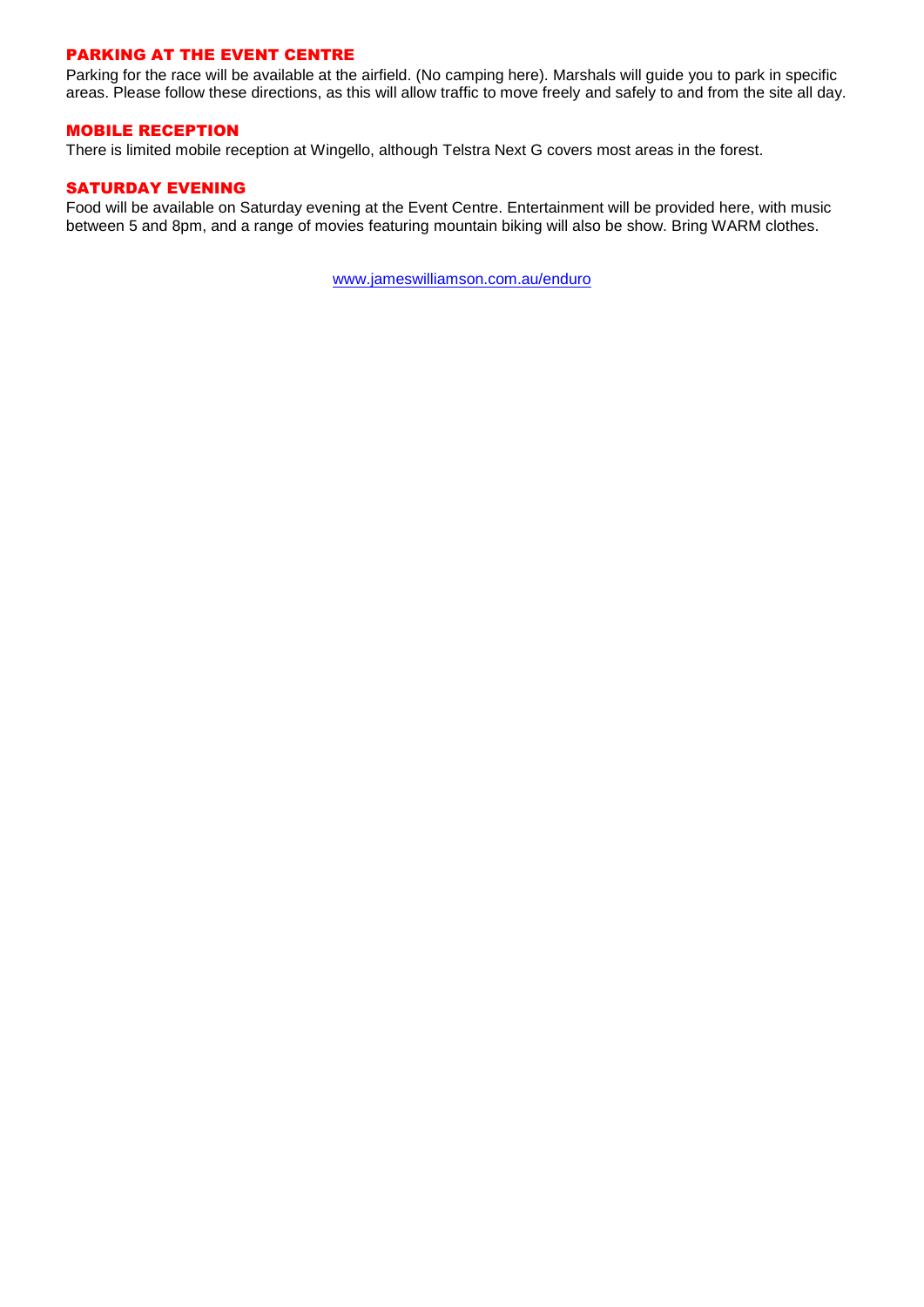## PARKING AT THE EVENT CENTRE

Parking for the race will be available at the airfield. (No camping here). Marshals will guide you to park in specific areas. Please follow these directions, as this will allow traffic to move freely and safely to and from the site all day.

## MOBILE RECEPTION

There is limited mobile reception at Wingello, although Telstra Next G covers most areas in the forest.

## SATURDAY EVENING

Food will be available on Saturday evening at the Event Centre. Entertainment will be provided here, with music between 5 and 8pm, and a range of movies featuring mountain biking will also be show. Bring WARM clothes.

www.jameswilliamson.com.au/enduro